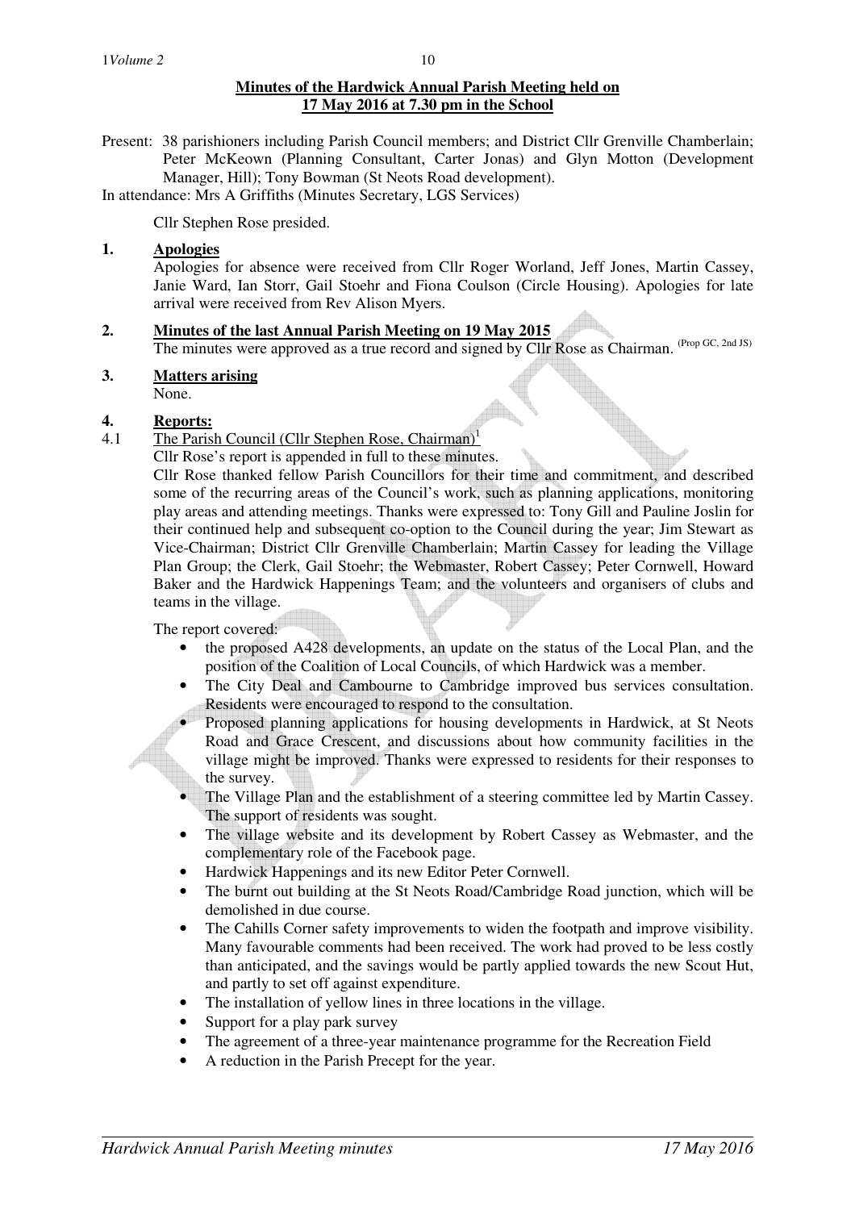**Minutes of the Hardwick Annual Parish Meeting held on 17 May 2016 at 7.30 pm in the School**

Present: 38 parishioners including Parish Council members; and District Cllr Grenville Chamberlain; Peter McKeown (Planning Consultant, Carter Jonas) and Glyn Motton (Development Manager, Hill); Tony Bowman (St Neots Road development).

In attendance: Mrs A Griffiths (Minutes Secretary, LGS Services)

Cllr Stephen Rose presided.

**1. Apologies**

Apologies for absence were received from Cllr Roger Worland, Jeff Jones, Martin Cassey, Janie Ward, Ian Storr, Gail Stoehr and Fiona Coulson (Circle Housing). Apologies for late arrival were received from Rev Alison Myers.

**2. Minutes of the last Annual Parish Meeting on 19 May 2015**

The minutes were approved as a true record and signed by Cllr Rose as Chairman. (Prop GC, 2nd JS)

**3. Matters arising**

None.

**4. Reports:**

4.1 The Parish Council (Cllr Stephen Rose, Chairman)[1]

Cllr Rose's report is appended in full to these minutes.

Cllr Rose thanked fellow Parish Councillors for their time and commitment, and described some of the recurring areas of the Council's work, such as planning applications, monitoring play areas and attending meetings. Thanks were expressed to: Tony Gill and Pauline Joslin for their continued help and subsequent co-option to the Council during the year; Jim Stewart as Vice-Chairman; District Cllr Grenville Chamberlain; Martin Cassey for leading the Village Plan Group; the Clerk, Gail Stoehr; the Webmaster, Robert Cassey; Peter Cornwell, Howard Baker and the Hardwick Happenings Team; and the volunteers and organisers of clubs and teams in the village.

The report covered:

- the proposed A428 developments, an update on the status of the Local Plan, and the position of the Coalition of Local Councils, of which Hardwick was a member.
- The City Deal and Cambourne to Cambridge improved bus services consultation. Residents were encouraged to respond to the consultation.
- Proposed planning applications for housing developments in Hardwick, at St Neots Road and Grace Crescent, and discussions about how community facilities in the village might be improved. Thanks were expressed to residents for their responses to the survey.
- The Village Plan and the establishment of a steering committee led by Martin Cassey. The support of residents was sought.
- The village website and its development by Robert Cassey as Webmaster, and the complementary role of the Facebook page.
- Hardwick Happenings and its new Editor Peter Cornwell.
- The burnt out building at the St Neots Road/Cambridge Road junction, which will be demolished in due course.
- The Cahills Corner safety improvements to widen the footpath and improve visibility. Many favourable comments had been received. The work had proved to be less costly than anticipated, and the savings would be partly applied towards the new Scout Hut, and partly to set off against expenditure.
- The installation of yellow lines in three locations in the village.
- Support for a play park survey
- The agreement of a three-year maintenance programme for the Recreation Field
- A reduction in the Parish Precept for the year.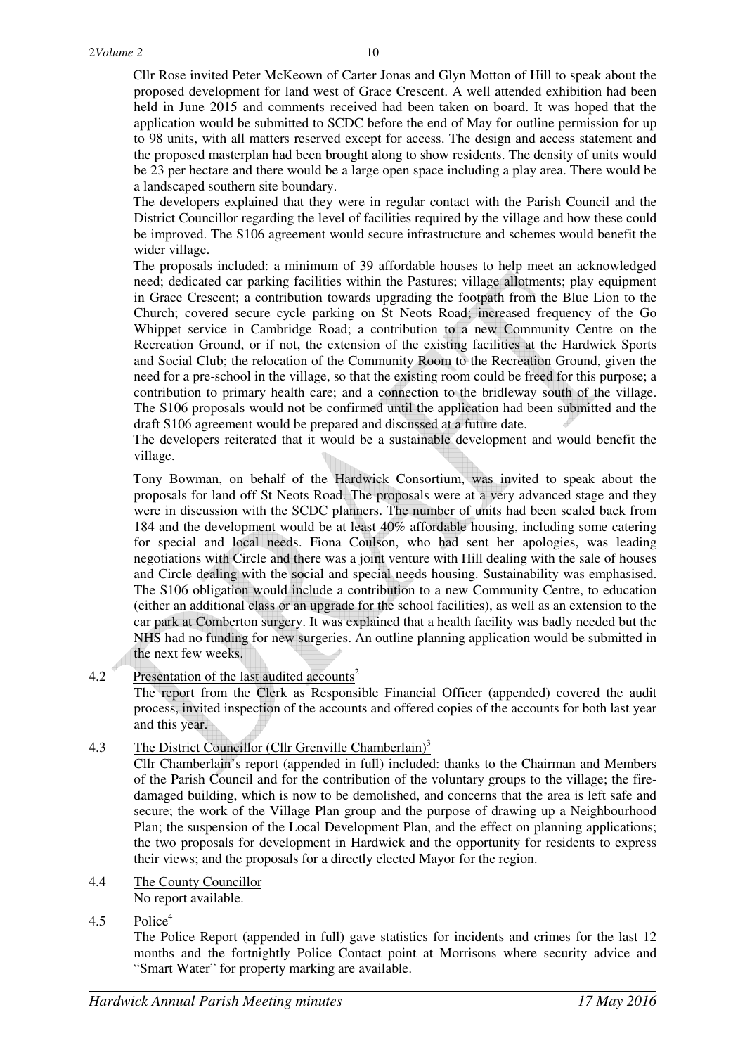Cllr Rose invited Peter McKeown of Carter Jonas and Glyn Motton of Hill to speak about the proposed development for land west of Grace Crescent. A well attended exhibition had been held in June 2015 and comments received had been taken on board. It was hoped that the application would be submitted to SCDC before the end of May for outline permission for up to 98 units, with all matters reserved except for access. The design and access statement and the proposed masterplan had been brought along to show residents. The density of units would be 23 per hectare and there would be a large open space including a play area. There would be a landscaped southern site boundary.

The developers explained that they were in regular contact with the Parish Council and the District Councillor regarding the level of facilities required by the village and how these could be improved. The S106 agreement would secure infrastructure and schemes would benefit the wider village.

The proposals included: a minimum of 39 affordable houses to help meet an acknowledged need; dedicated car parking facilities within the Pastures; village allotments; play equipment in Grace Crescent; a contribution towards upgrading the footpath from the Blue Lion to the Church; covered secure cycle parking on St Neots Road; increased frequency of the Go Whippet service in Cambridge Road; a contribution to a new Community Centre on the Recreation Ground, or if not, the extension of the existing facilities at the Hardwick Sports and Social Club; the relocation of the Community Room to the Recreation Ground, given the need for a pre-school in the village, so that the existing room could be freed for this purpose; a contribution to primary health care; and a connection to the bridleway south of the village. The S106 proposals would not be confirmed until the application had been submitted and the draft S106 agreement would be prepared and discussed at a future date.

The developers reiterated that it would be a sustainable development and would benefit the village.

Tony Bowman, on behalf of the Hardwick Consortium, was invited to speak about the proposals for land off St Neots Road. The proposals were at a very advanced stage and they were in discussion with the SCDC planners. The number of units had been scaled back from 184 and the development would be at least 40% affordable housing, including some catering for special and local needs. Fiona Coulson, who had sent her apologies, was leading negotiations with Circle and there was a joint venture with Hill dealing with the sale of houses and Circle dealing with the social and special needs housing. Sustainability was emphasised. The S106 obligation would include a contribution to a new Community Centre, to education (either an additional class or an upgrade for the school facilities), as well as an extension to the car park at Comberton surgery. It was explained that a health facility was badly needed but the NHS had no funding for new surgeries. An outline planning application would be submitted in the next few weeks.

4.2 Presentation of the last audited accounts[2]

The report from the Clerk as Responsible Financial Officer (appended) covered the audit process, invited inspection of the accounts and offered copies of the accounts for both last year and this year.

4.3 The District Councillor (Cllr Grenville Chamberlain)[3]

Cllr Chamberlain's report (appended in full) included: thanks to the Chairman and Members of the Parish Council and for the contribution of the voluntary groups to the village; the fire-damaged building, which is now to be demolished, and concerns that the area is left safe and secure; the work of the Village Plan group and the purpose of drawing up a Neighbourhood Plan; the suspension of the Local Development Plan, and the effect on planning applications; the two proposals for development in Hardwick and the opportunity for residents to express their views; and the proposals for a directly elected Mayor for the region.

4.4 The County Councillor

No report available.

4.5 Police[4]

The Police Report (appended in full) gave statistics for incidents and crimes for the last 12 months and the fortnightly Police Contact point at Morrisons where security advice and "Smart Water" for property marking are available.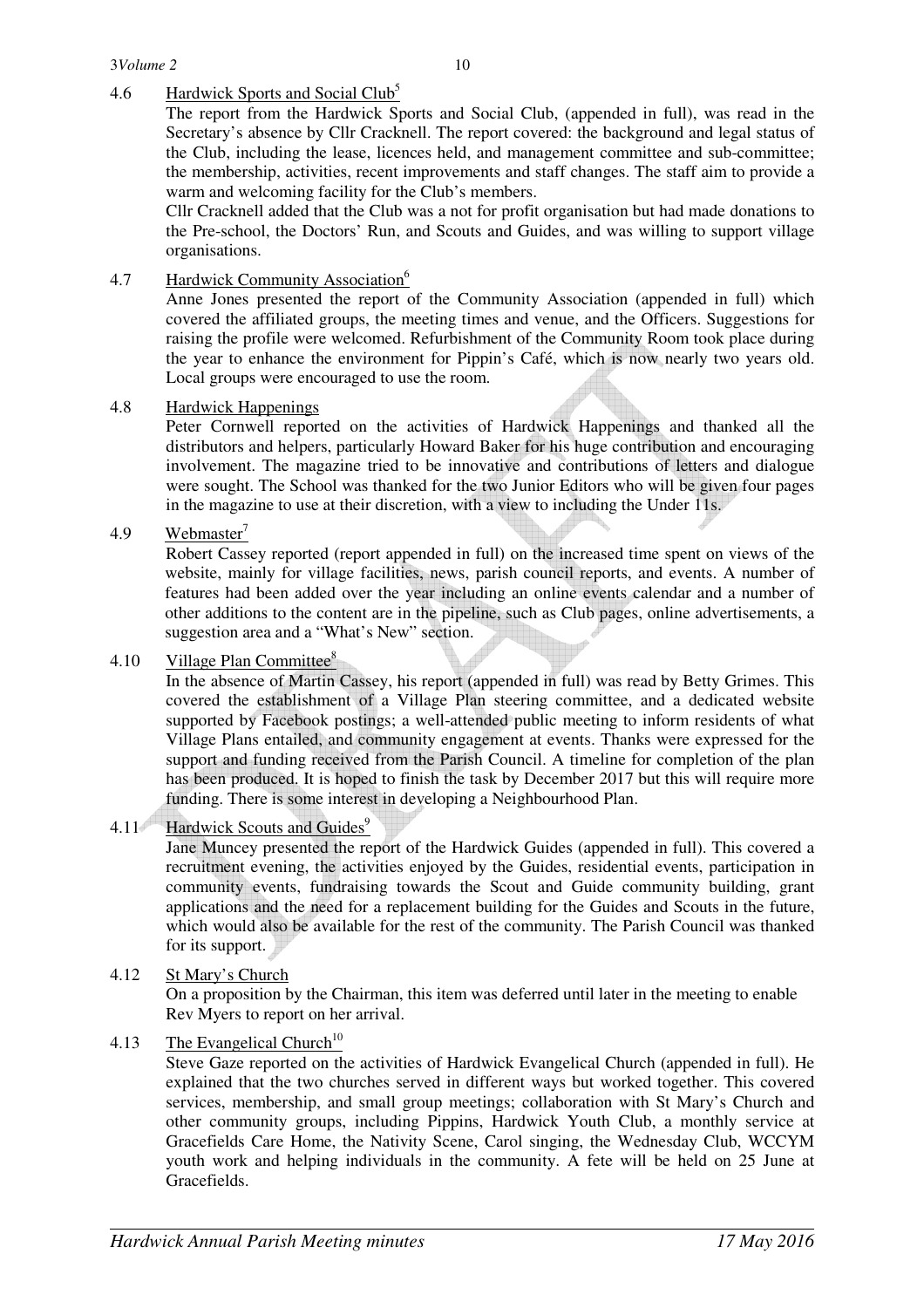4.6 Hardwick Sports and Social Club[5]

The report from the Hardwick Sports and Social Club, (appended in full), was read in the Secretary's absence by Cllr Cracknell. The report covered: the background and legal status of the Club, including the lease, licences held, and management committee and sub-committee; the membership, activities, recent improvements and staff changes. The staff aim to provide a warm and welcoming facility for the Club's members.

Cllr Cracknell added that the Club was a not for profit organisation but had made donations to the Pre-school, the Doctors' Run, and Scouts and Guides, and was willing to support village organisations.

4.7 Hardwick Community Association[6]

Anne Jones presented the report of the Community Association (appended in full) which covered the affiliated groups, the meeting times and venue, and the Officers. Suggestions for raising the profile were welcomed. Refurbishment of the Community Room took place during the year to enhance the environment for Pippin's Café, which is now nearly two years old. Local groups were encouraged to use the room.

4.8 Hardwick Happenings

Peter Cornwell reported on the activities of Hardwick Happenings and thanked all the distributors and helpers, particularly Howard Baker for his huge contribution and encouraging involvement. The magazine tried to be innovative and contributions of letters and dialogue were sought. The School was thanked for the two Junior Editors who will be given four pages in the magazine to use at their discretion, with a view to including the Under 11s.

4.9 Webmaster[7]

Robert Cassey reported (report appended in full) on the increased time spent on views of the website, mainly for village facilities, news, parish council reports, and events. A number of features had been added over the year including an online events calendar and a number of other additions to the content are in the pipeline, such as Club pages, online advertisements, a suggestion area and a "What's New" section.

4.10 Village Plan Committee[8]

In the absence of Martin Cassey, his report (appended in full) was read by Betty Grimes. This covered the establishment of a Village Plan steering committee, and a dedicated website supported by Facebook postings; a well-attended public meeting to inform residents of what Village Plans entailed, and community engagement at events. Thanks were expressed for the support and funding received from the Parish Council. A timeline for completion of the plan has been produced. It is hoped to finish the task by December 2017 but this will require more funding. There is some interest in developing a Neighbourhood Plan.

4.11 Hardwick Scouts and Guides[9]

Jane Muncey presented the report of the Hardwick Guides (appended in full). This covered a recruitment evening, the activities enjoyed by the Guides, residential events, participation in community events, fundraising towards the Scout and Guide community building, grant applications and the need for a replacement building for the Guides and Scouts in the future, which would also be available for the rest of the community. The Parish Council was thanked for its support.

4.12 St Mary's Church

On a proposition by the Chairman, this item was deferred until later in the meeting to enable Rev Myers to report on her arrival.

4.13 The Evangelical Church[10]

Steve Gaze reported on the activities of Hardwick Evangelical Church (appended in full). He explained that the two churches served in different ways but worked together. This covered services, membership, and small group meetings; collaboration with St Mary's Church and other community groups, including Pippins, Hardwick Youth Club, a monthly service at Gracefields Care Home, the Nativity Scene, Carol singing, the Wednesday Club, WCCYM youth work and helping individuals in the community. A fete will be held on 25 June at Gracefields.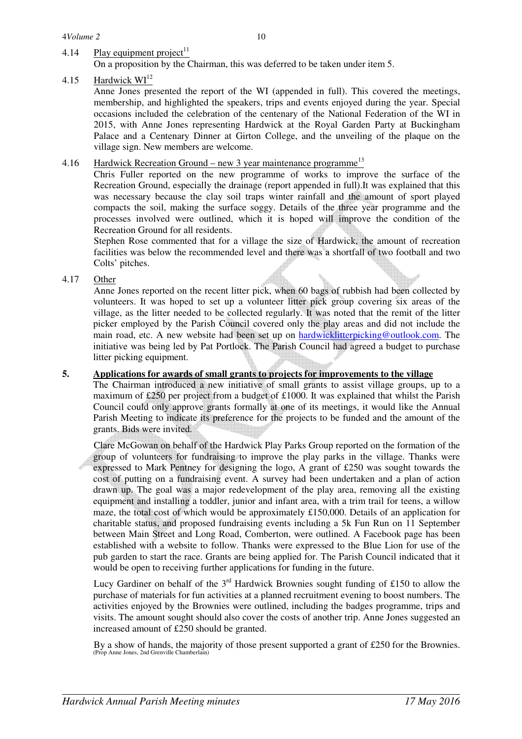4.14 Play equipment project[11]

On a proposition by the Chairman, this was deferred to be taken under item 5.

4.15 Hardwick WI[12]

Anne Jones presented the report of the WI (appended in full). This covered the meetings, membership, and highlighted the speakers, trips and events enjoyed during the year. Special occasions included the celebration of the centenary of the National Federation of the WI in 2015, with Anne Jones representing Hardwick at the Royal Garden Party at Buckingham Palace and a Centenary Dinner at Girton College, and the unveiling of the plaque on the village sign. New members are welcome.

4.16 Hardwick Recreation Ground – new 3 year maintenance programme[13]

Chris Fuller reported on the new programme of works to improve the surface of the Recreation Ground, especially the drainage (report appended in full).It was explained that this was necessary because the clay soil traps winter rainfall and the amount of sport played compacts the soil, making the surface soggy. Details of the three year programme and the processes involved were outlined, which it is hoped will improve the condition of the Recreation Ground for all residents.

Stephen Rose commented that for a village the size of Hardwick, the amount of recreation facilities was below the recommended level and there was a shortfall of two football and two Colts' pitches.

4.17 Other

Anne Jones reported on the recent litter pick, when 60 bags of rubbish had been collected by volunteers. It was hoped to set up a volunteer litter pick group covering six areas of the village, as the litter needed to be collected regularly. It was noted that the remit of the litter picker employed by the Parish Council covered only the play areas and did not include the main road, etc. A new website had been set up on hardwicklitterpicking@outlook.com. The initiative was being led by Pat Portlock. The Parish Council had agreed a budget to purchase litter picking equipment.

**5. Applications for awards of small grants to projects for improvements to the village**

The Chairman introduced a new initiative of small grants to assist village groups, up to a maximum of £250 per project from a budget of £1000. It was explained that whilst the Parish Council could only approve grants formally at one of its meetings, it would like the Annual Parish Meeting to indicate its preference for the projects to be funded and the amount of the grants. Bids were invited.

Clare McGowan on behalf of the Hardwick Play Parks Group reported on the formation of the group of volunteers for fundraising to improve the play parks in the village. Thanks were expressed to Mark Pentney for designing the logo, A grant of £250 was sought towards the cost of putting on a fundraising event. A survey had been undertaken and a plan of action drawn up. The goal was a major redevelopment of the play area, removing all the existing equipment and installing a toddler, junior and infant area, with a trim trail for teens, a willow maze, the total cost of which would be approximately £150,000. Details of an application for charitable status, and proposed fundraising events including a 5k Fun Run on 11 September between Main Street and Long Road, Comberton, were outlined. A Facebook page has been established with a website to follow. Thanks were expressed to the Blue Lion for use of the pub garden to start the race. Grants are being applied for. The Parish Council indicated that it would be open to receiving further applications for funding in the future.

Lucy Gardiner on behalf of the 3rd Hardwick Brownies sought funding of £150 to allow the purchase of materials for fun activities at a planned recruitment evening to boost numbers. The activities enjoyed by the Brownies were outlined, including the badges programme, trips and visits. The amount sought should also cover the costs of another trip. Anne Jones suggested an increased amount of £250 should be granted.

By a show of hands, the majority of those present supported a grant of £250 for the Brownies.
(Prop Anne Jones, 2nd Grenville Chamberlain)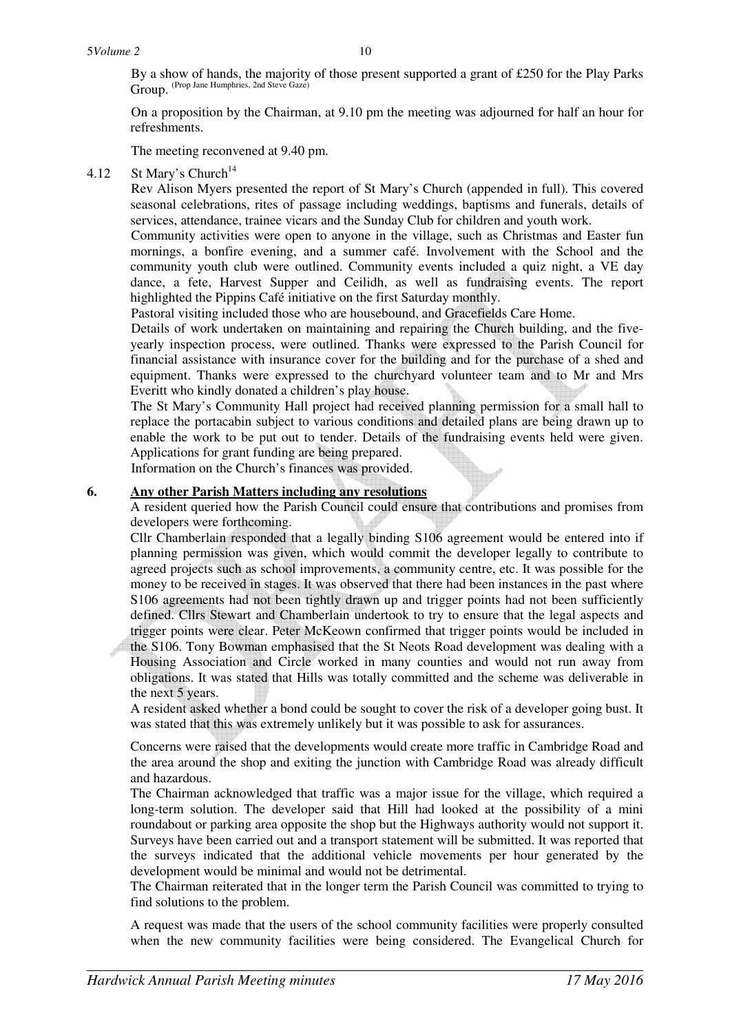By a show of hands, the majority of those present supported a grant of £250 for the Play Parks Group. (Prop Jane Humphries, 2nd Steve Gaze)

On a proposition by the Chairman, at 9.10 pm the meeting was adjourned for half an hour for refreshments.

The meeting reconvened at 9.40 pm.

4.12 St Mary's Church[14]

Rev Alison Myers presented the report of St Mary's Church (appended in full). This covered seasonal celebrations, rites of passage including weddings, baptisms and funerals, details of services, attendance, trainee vicars and the Sunday Club for children and youth work.

Community activities were open to anyone in the village, such as Christmas and Easter fun mornings, a bonfire evening, and a summer café. Involvement with the School and the community youth club were outlined. Community events included a quiz night, a VE day dance, a fete, Harvest Supper and Ceilidh, as well as fundraising events. The report highlighted the Pippins Café initiative on the first Saturday monthly.

Pastoral visiting included those who are housebound, and Gracefields Care Home.

Details of work undertaken on maintaining and repairing the Church building, and the five-yearly inspection process, were outlined. Thanks were expressed to the Parish Council for financial assistance with insurance cover for the building and for the purchase of a shed and equipment. Thanks were expressed to the churchyard volunteer team and to Mr and Mrs Everitt who kindly donated a children's play house.

The St Mary's Community Hall project had received planning permission for a small hall to replace the portacabin subject to various conditions and detailed plans are being drawn up to enable the work to be put out to tender. Details of the fundraising events held were given. Applications for grant funding are being prepared.

Information on the Church's finances was provided.

## 6. <u>Any other Parish Matters including any resolutions</u>

A resident queried how the Parish Council could ensure that contributions and promises from developers were forthcoming.

Cllr Chamberlain responded that a legally binding S106 agreement would be entered into if planning permission was given, which would commit the developer legally to contribute to agreed projects such as school improvements, a community centre, etc. It was possible for the money to be received in stages. It was observed that there had been instances in the past where S106 agreements had not been tightly drawn up and trigger points had not been sufficiently defined. Cllrs Stewart and Chamberlain undertook to try to ensure that the legal aspects and trigger points were clear. Peter McKeown confirmed that trigger points would be included in the S106. Tony Bowman emphasised that the St Neots Road development was dealing with a Housing Association and Circle worked in many counties and would not run away from obligations. It was stated that Hills was totally committed and the scheme was deliverable in the next 5 years.

A resident asked whether a bond could be sought to cover the risk of a developer going bust. It was stated that this was extremely unlikely but it was possible to ask for assurances.

Concerns were raised that the developments would create more traffic in Cambridge Road and the area around the shop and exiting the junction with Cambridge Road was already difficult and hazardous.

The Chairman acknowledged that traffic was a major issue for the village, which required a long-term solution. The developer said that Hill had looked at the possibility of a mini roundabout or parking area opposite the shop but the Highways authority would not support it. Surveys have been carried out and a transport statement will be submitted. It was reported that the surveys indicated that the additional vehicle movements per hour generated by the development would be minimal and would not be detrimental.

The Chairman reiterated that in the longer term the Parish Council was committed to trying to find solutions to the problem.

A request was made that the users of the school community facilities were properly consulted when the new community facilities were being considered. The Evangelical Church for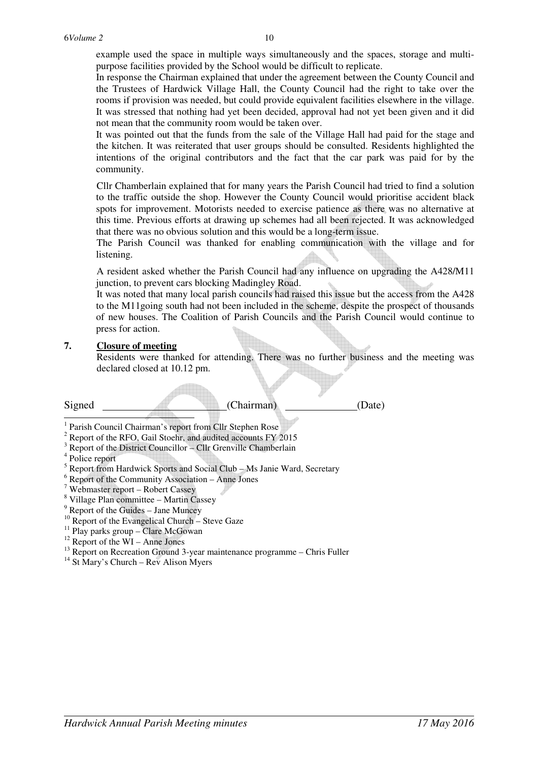example used the space in multiple ways simultaneously and the spaces, storage and multi-purpose facilities provided by the School would be difficult to replicate.

In response the Chairman explained that under the agreement between the County Council and the Trustees of Hardwick Village Hall, the County Council had the right to take over the rooms if provision was needed, but could provide equivalent facilities elsewhere in the village. It was stressed that nothing had yet been decided, approval had not yet been given and it did not mean that the community room would be taken over.

It was pointed out that the funds from the sale of the Village Hall had paid for the stage and the kitchen. It was reiterated that user groups should be consulted. Residents highlighted the intentions of the original contributors and the fact that the car park was paid for by the community.

Cllr Chamberlain explained that for many years the Parish Council had tried to find a solution to the traffic outside the shop. However the County Council would prioritise accident black spots for improvement. Motorists needed to exercise patience as there was no alternative at this time. Previous efforts at drawing up schemes had all been rejected. It was acknowledged that there was no obvious solution and this would be a long-term issue.

The Parish Council was thanked for enabling communication with the village and for listening.

A resident asked whether the Parish Council had any influence on upgrading the A428/M11 junction, to prevent cars blocking Madingley Road.

It was noted that many local parish councils had raised this issue but the access from the A428 to the M11going south had not been included in the scheme, despite the prospect of thousands of new houses. The Coalition of Parish Councils and the Parish Council would continue to press for action.

**7. Closure of meeting**

Residents were thanked for attending. There was no further business and the meeting was declared closed at 10.12 pm.

Signed \_\_\_\_\_\_\_\_\_\_\_\_\_\_\_\_\_\_\_\_\_\_(Chairman) \_\_\_\_\_\_\_\_\_\_\_\_\_(Date)

[1] Parish Council Chairman's report from Cllr Stephen Rose
[2] Report of the RFO, Gail Stoehr, and audited accounts FY 2015
[3] Report of the District Councillor – Cllr Grenville Chamberlain
[4] Police report
[5] Report from Hardwick Sports and Social Club – Ms Janie Ward, Secretary
[6] Report of the Community Association – Anne Jones
[7] Webmaster report – Robert Cassey
[8] Village Plan committee – Martin Cassey
[9] Report of the Guides – Jane Muncey
[10] Report of the Evangelical Church – Steve Gaze
[11] Play parks group – Clare McGowan
[12] Report of the WI – Anne Jones
[13] Report on Recreation Ground 3-year maintenance programme – Chris Fuller
[14] St Mary's Church – Rev Alison Myers